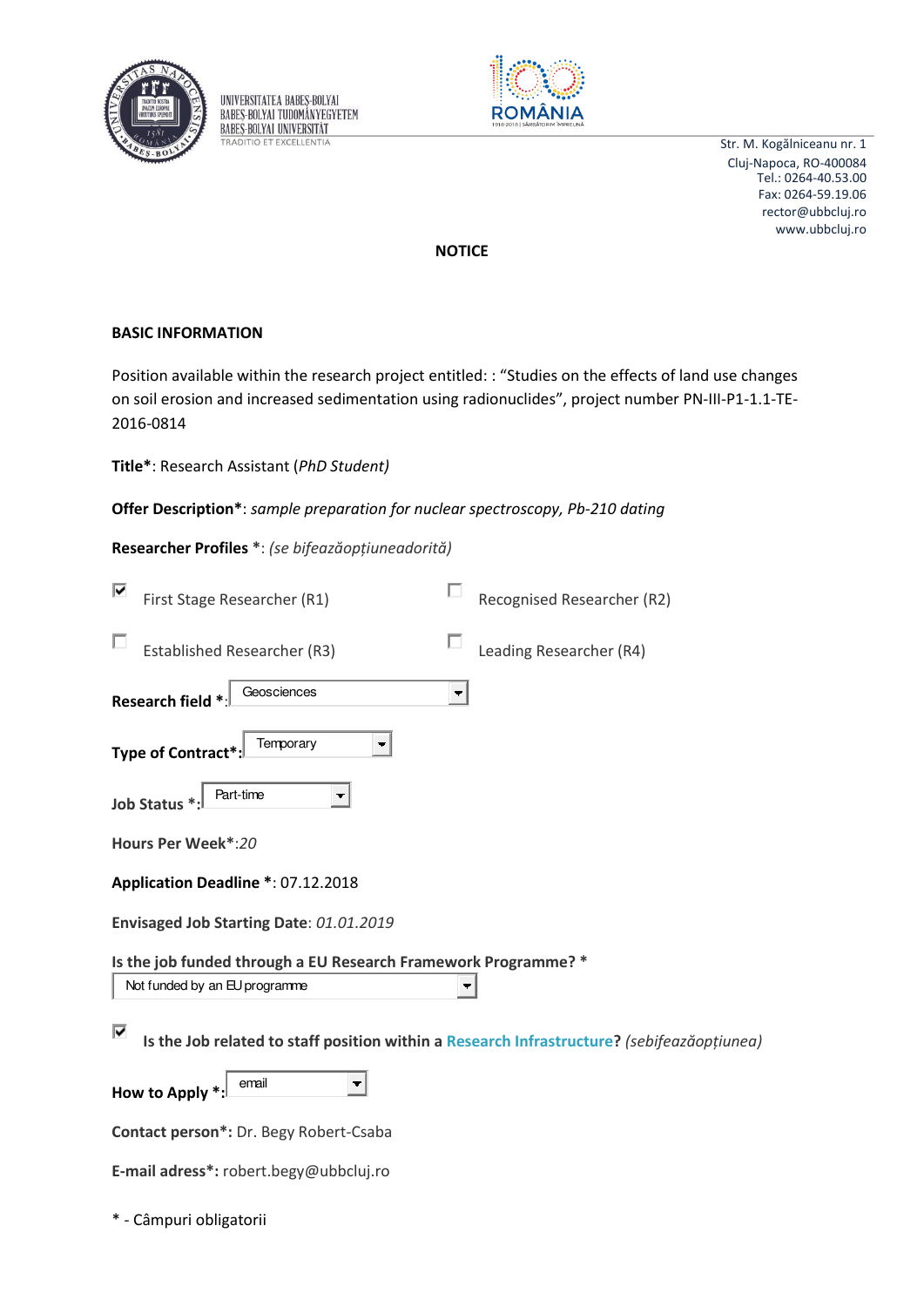UNIVERSITATEA BABEȘ-BOLYAI
BABEȘ-BOLYAI TUDOMÁNYEGYETEM
BABEȘ-BOLYAI UNIVERSITÄT
TRADITIO ET EXCELLENTIA

Str. M. Kogălniceanu nr. 1
Cluj-Napoca, RO-400084
Tel.: 0264-40.53.00
Fax: 0264-59.19.06
rector@ubbcluj.ro
www.ubbcluj.ro

**NOTICE**

**BASIC INFORMATION**

Position available within the research project entitled: : "Studies on the effects of land use changes on soil erosion and increased sedimentation using radionuclides", project number PN-III-P1-1.1-TE-2016-0814

**Title***: Research Assistant (*PhD Student)*

**Offer Description***: *sample preparation for nuclear spectroscopy, Pb-210 dating*

**Researcher Profiles** *: *(se bifeazăopțiuneadorită)*

- [x] First Stage Researcher (R1)
- [ ] Recognised Researcher (R2)
- [ ] Established Researcher (R3)
- [ ] Leading Researcher (R4)

**Research field** *: Geosciences

**Type of Contract***: Temporary

**Job Status** *: Part-time

**Hours Per Week***:*20*

**Application Deadline** *: 07.12.2018

**Envisaged Job Starting Date**: *01.01.2019*

**Is the job funded through a EU Research Framework Programme?** *
Not funded by an EU programme

- [x] **Is the Job related to staff position within a Research Infrastructure?** *(sebifeazăopțiunea)*

**How to Apply** *: email

**Contact person***: Dr. Begy Robert-Csaba

**E-mail adress***: robert.begy@ubbcluj.ro

* - Câmpuri obligatorii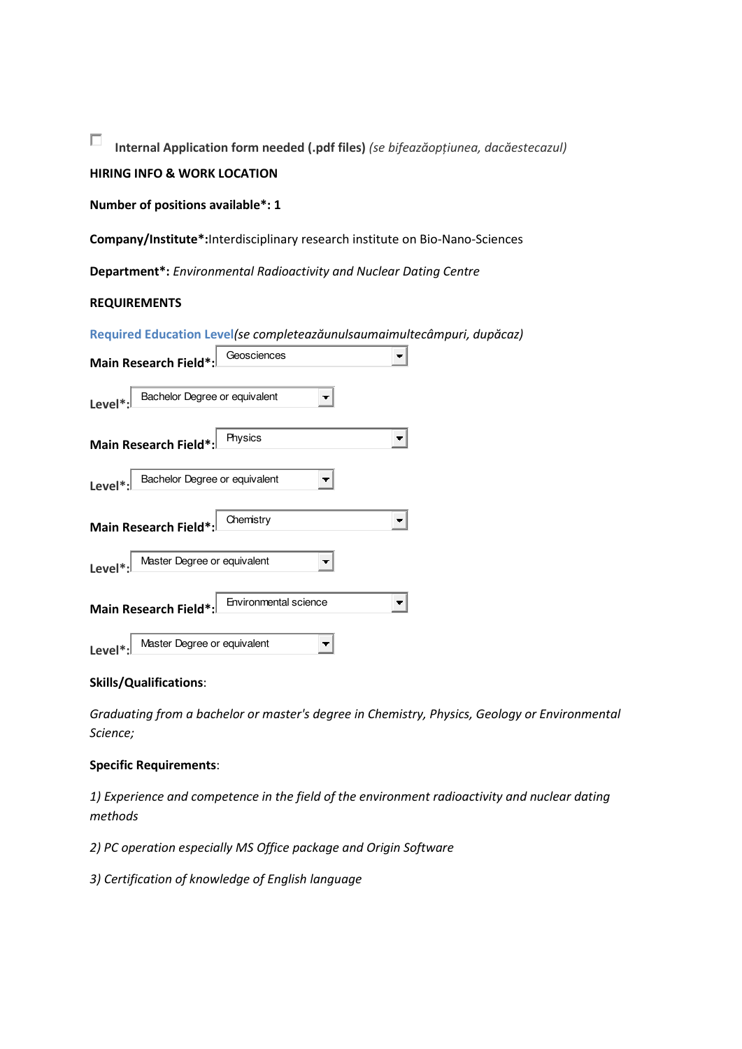☐ **Internal Application form needed (.pdf files)** *(se bifeazăopțiunea, dacăestecazul)*

**HIRING INFO & WORK LOCATION**

**Number of positions available*: 1**

**Company/Institute*:**Interdisciplinary research institute on Bio-Nano-Sciences

**Department*:** *Environmental Radioactivity and Nuclear Dating Centre*

**REQUIREMENTS**

Required Education Level*(se completeazăunulsaumaimultecâmpuri, dupăcaz)*

**Main Research Field*:** Geosciences

**Level*:** Bachelor Degree or equivalent

**Main Research Field*:** Physics

**Level*:** Bachelor Degree or equivalent

**Main Research Field*:** Chemistry

**Level*:** Master Degree or equivalent

**Main Research Field*:** Environmental science

**Level*:** Master Degree or equivalent

**Skills/Qualifications**:

*Graduating from a bachelor or master's degree in Chemistry, Physics, Geology or Environmental Science;*

**Specific Requirements**:

*1) Experience and competence in the field of the environment radioactivity and nuclear dating methods*

*2) PC operation especially MS Office package and Origin Software*

*3) Certification of knowledge of English language*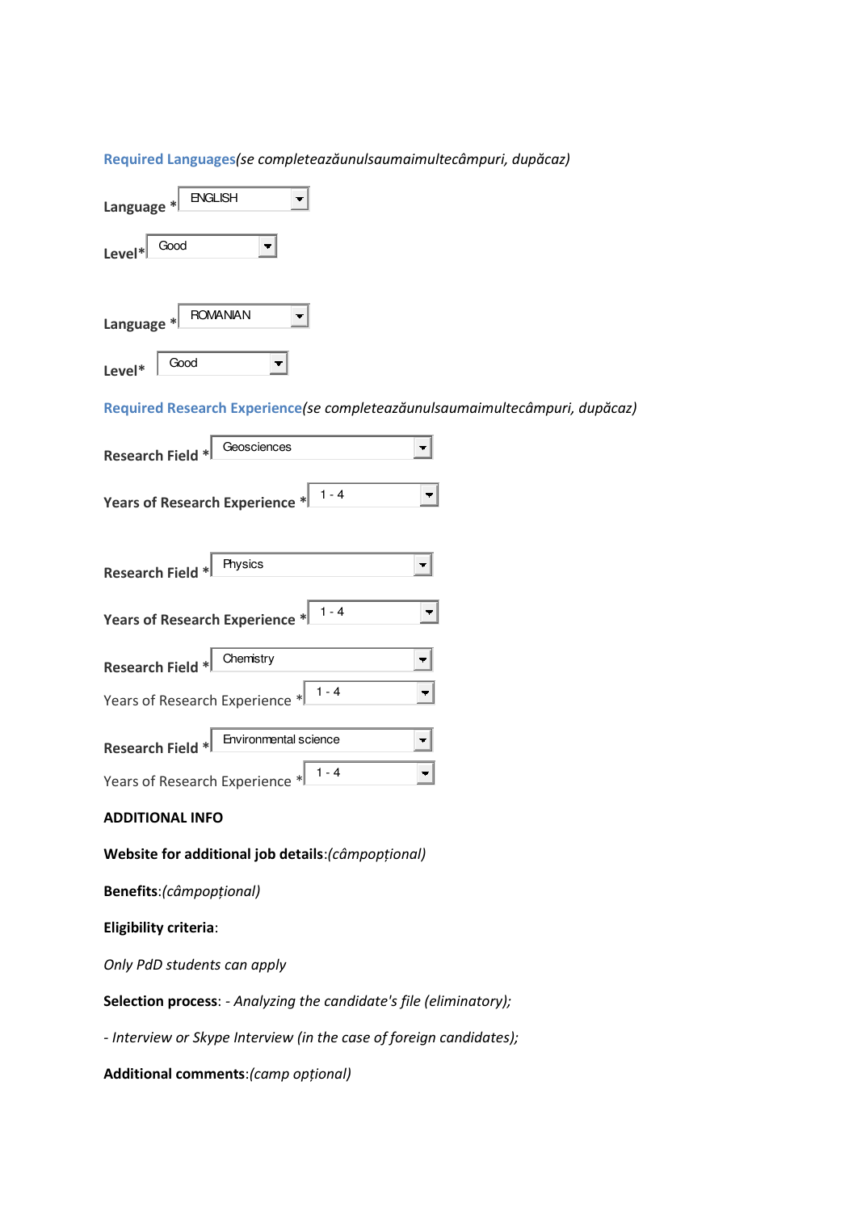**Required Languages***(se completeazăunulsaumaimultecâmpuri, dupăcaz)*

**Language** * ENGLISH

**Level*** Good

**Language** * ROMANIAN

**Level*** Good

**Required Research Experience***(se completeazăunulsaumaimultecâmpuri, dupăcaz)*

**Research Field** * Geosciences

**Years of Research Experience** * 1 - 4

**Research Field** * Physics

**Years of Research Experience** * 1 - 4

**Research Field** * Chemistry

Years of Research Experience * 1 - 4

**Research Field** * Environmental science

Years of Research Experience * 1 - 4

**ADDITIONAL INFO**

**Website for additional job details**:*(câmpopțional)*

**Benefits**:*(câmpopțional)*

**Eligibility criteria**:

*Only PdD students can apply*

**Selection process**: *- Analyzing the candidate's file (eliminatory);*

*- Interview or Skype Interview (in the case of foreign candidates);*

**Additional comments**:*(camp opțional)*